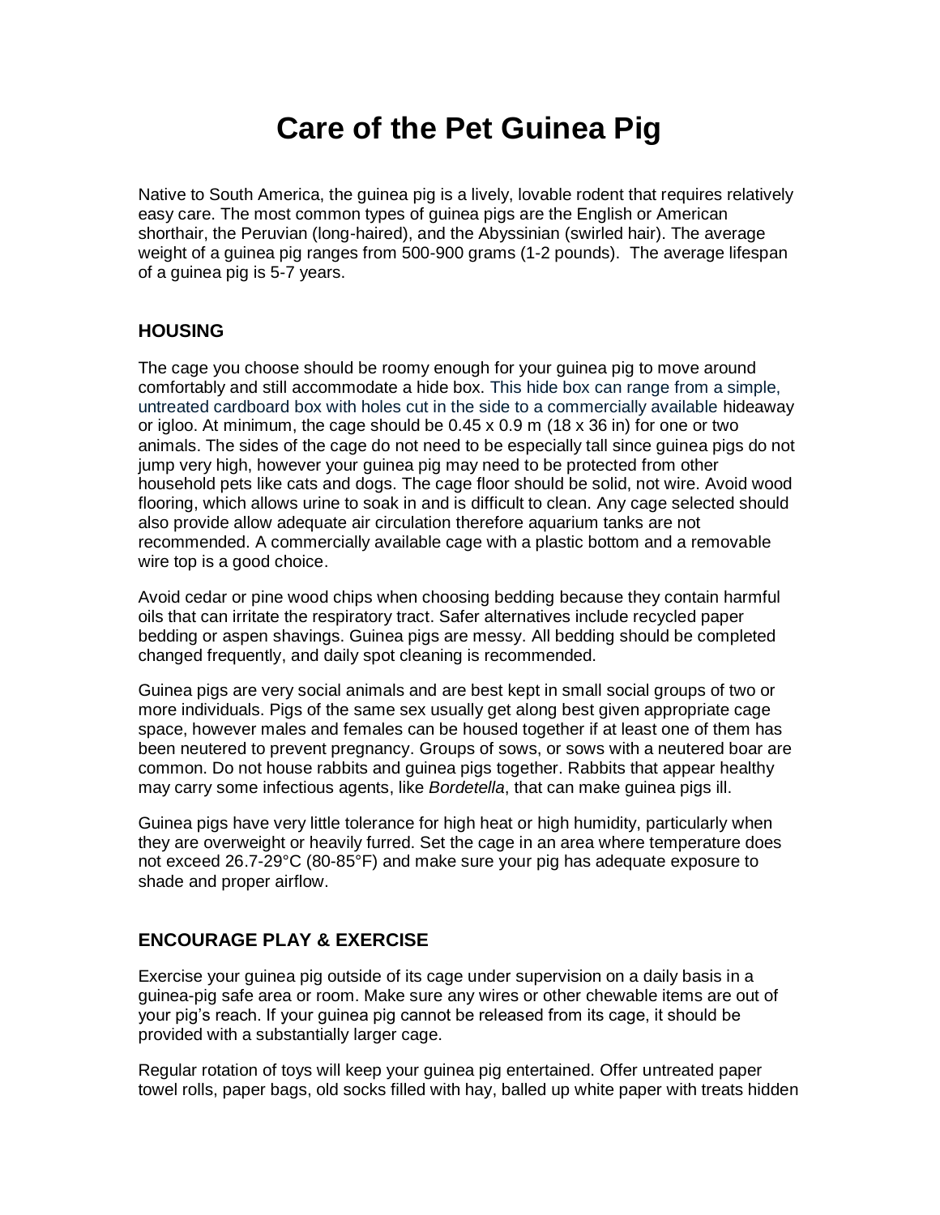# Care of the Pet Guinea Pig

Native to South America, the guinea pig is a lively, lovable rodent that requires relatively easy care. The most common types of guinea pigs are the English or American shorthair, the Peruvian (long-haired), and the Abyssinian (swirled hair). The average weight of a guinea pig ranges from 500-900 grams (1-2 pounds). The average lifespan of a guinea pig is 5-7 years.

## HOUSING

The cage you choose should be roomy enough for your guinea pig to move around comfortably and still accommodate a hide box. This hide box can range from a simple, untreated cardboard box with holes cut in the side to a commercially available hideaway or igloo. At minimum, the cage should be 0.45 x 0.9 m (18 x 36 in) for one or two animals. The sides of the cage do not need to be especially tall since guinea pigs do not jump very high, however your guinea pig may need to be protected from other household pets like cats and dogs. The cage floor should be solid, not wire. Avoid wood flooring, which allows urine to soak in and is difficult to clean. Any cage selected should also provide allow adequate air circulation therefore aquarium tanks are not recommended. A commercially available cage with a plastic bottom and a removable wire top is a good choice.

Avoid cedar or pine wood chips when choosing bedding because they contain harmful oils that can irritate the respiratory tract. Safer alternatives include recycled paper bedding or aspen shavings. Guinea pigs are messy. All bedding should be completed changed frequently, and daily spot cleaning is recommended.

Guinea pigs are very social animals and are best kept in small social groups of two or more individuals. Pigs of the same sex usually get along best given appropriate cage space, however males and females can be housed together if at least one of them has been neutered to prevent pregnancy. Groups of sows, or sows with a neutered boar are common. Do not house rabbits and guinea pigs together. Rabbits that appear healthy may carry some infectious agents, like *Bordetella*, that can make guinea pigs ill.

Guinea pigs have very little tolerance for high heat or high humidity, particularly when they are overweight or heavily furred. Set the cage in an area where temperature does not exceed 26.7-29°C (80-85°F) and make sure your pig has adequate exposure to shade and proper airflow.

## ENCOURAGE PLAY & EXERCISE

Exercise your guinea pig outside of its cage under supervision on a daily basis in a guinea-pig safe area or room. Make sure any wires or other chewable items are out of your pig's reach. If your guinea pig cannot be released from its cage, it should be provided with a substantially larger cage.

Regular rotation of toys will keep your guinea pig entertained. Offer untreated paper towel rolls, paper bags, old socks filled with hay, balled up white paper with treats hidden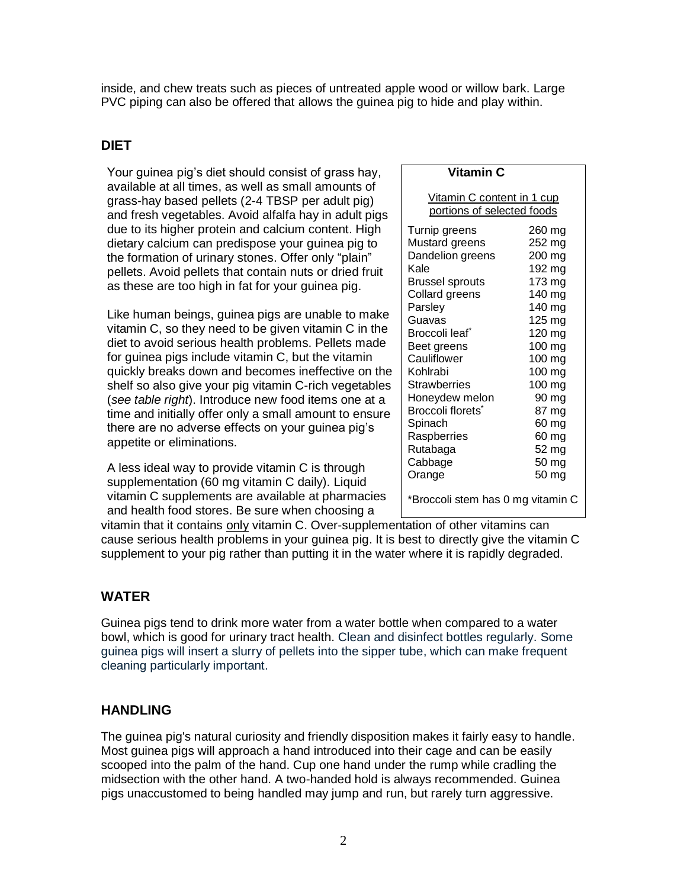inside, and chew treats such as pieces of untreated apple wood or willow bark. Large PVC piping can also be offered that allows the guinea pig to hide and play within.

## DIET

Your guinea pig's diet should consist of grass hay, available at all times, as well as small amounts of grass-hay based pellets (2-4 TBSP per adult pig) and fresh vegetables. Avoid alfalfa hay in adult pigs due to its higher protein and calcium content. High dietary calcium can predispose your guinea pig to the formation of urinary stones. Offer only "plain" pellets. Avoid pellets that contain nuts or dried fruit as these are too high in fat for your guinea pig.

Like human beings, guinea pigs are unable to make vitamin C, so they need to be given vitamin C in the diet to avoid serious health problems. Pellets made for guinea pigs include vitamin C, but the vitamin quickly breaks down and becomes ineffective on the shelf so also give your pig vitamin C-rich vegetables (*see table right*). Introduce new food items one at a time and initially offer only a small amount to ensure there are no adverse effects on your guinea pig's appetite or eliminations.

A less ideal way to provide vitamin C is through supplementation (60 mg vitamin C daily). Liquid vitamin C supplements are available at pharmacies and health food stores. Be sure when choosing a vitamin that it contains only vitamin C. Over-supplementation of other vitamins can cause serious health problems in your guinea pig. It is best to directly give the vitamin C supplement to your pig rather than putting it in the water where it is rapidly degraded.

**Vitamin C**

Vitamin C content in 1 cup portions of selected foods

| Food | Vitamin C |
|---|---|
| Turnip greens | 260 mg |
| Mustard greens | 252 mg |
| Dandelion greens | 200 mg |
| Kale | 192 mg |
| Brussel sprouts | 173 mg |
| Collard greens | 140 mg |
| Parsley | 140 mg |
| Guavas | 125 mg |
| Broccoli leaf* | 120 mg |
| Beet greens | 100 mg |
| Cauliflower | 100 mg |
| Kohlrabi | 100 mg |
| Strawberries | 100 mg |
| Honeydew melon | 90 mg |
| Broccoli florets* | 87 mg |
| Spinach | 60 mg |
| Raspberries | 60 mg |
| Rutabaga | 52 mg |
| Cabbage | 50 mg |
| Orange | 50 mg |

*Broccoli stem has 0 mg vitamin C

## WATER

Guinea pigs tend to drink more water from a water bottle when compared to a water bowl, which is good for urinary tract health. Clean and disinfect bottles regularly. Some guinea pigs will insert a slurry of pellets into the sipper tube, which can make frequent cleaning particularly important.

## HANDLING

The guinea pig's natural curiosity and friendly disposition makes it fairly easy to handle. Most guinea pigs will approach a hand introduced into their cage and can be easily scooped into the palm of the hand. Cup one hand under the rump while cradling the midsection with the other hand. A two-handed hold is always recommended. Guinea pigs unaccustomed to being handled may jump and run, but rarely turn aggressive.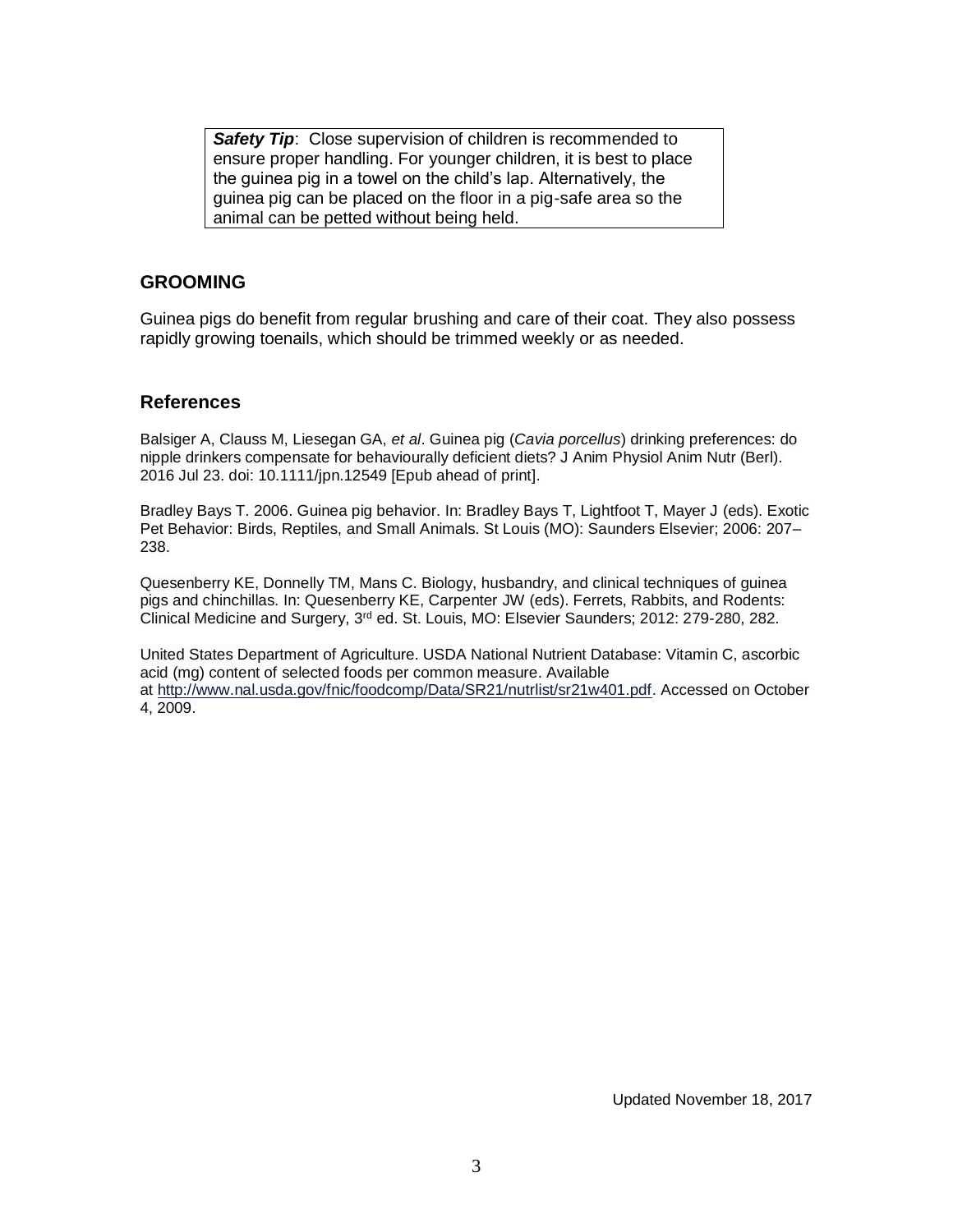> ***Safety Tip***: Close supervision of children is recommended to ensure proper handling. For younger children, it is best to place the guinea pig in a towel on the child's lap. Alternatively, the guinea pig can be placed on the floor in a pig-safe area so the animal can be petted without being held.

## GROOMING

Guinea pigs do benefit from regular brushing and care of their coat. They also possess rapidly growing toenails, which should be trimmed weekly or as needed.

## References

Balsiger A, Clauss M, Liesegan GA, *et al*. Guinea pig (*Cavia porcellus*) drinking preferences: do nipple drinkers compensate for behaviourally deficient diets? J Anim Physiol Anim Nutr (Berl). 2016 Jul 23. doi: 10.1111/jpn.12549 [Epub ahead of print].

Bradley Bays T. 2006. Guinea pig behavior. In: Bradley Bays T, Lightfoot T, Mayer J (eds). Exotic Pet Behavior: Birds, Reptiles, and Small Animals. St Louis (MO): Saunders Elsevier; 2006: 207–238.

Quesenberry KE, Donnelly TM, Mans C. Biology, husbandry, and clinical techniques of guinea pigs and chinchillas. In: Quesenberry KE, Carpenter JW (eds). Ferrets, Rabbits, and Rodents: Clinical Medicine and Surgery, 3rd ed. St. Louis, MO: Elsevier Saunders; 2012: 279-280, 282.

United States Department of Agriculture. USDA National Nutrient Database: Vitamin C, ascorbic acid (mg) content of selected foods per common measure. Available at http://www.nal.usda.gov/fnic/foodcomp/Data/SR21/nutrlist/sr21w401.pdf. Accessed on October 4, 2009.

Updated November 18, 2017